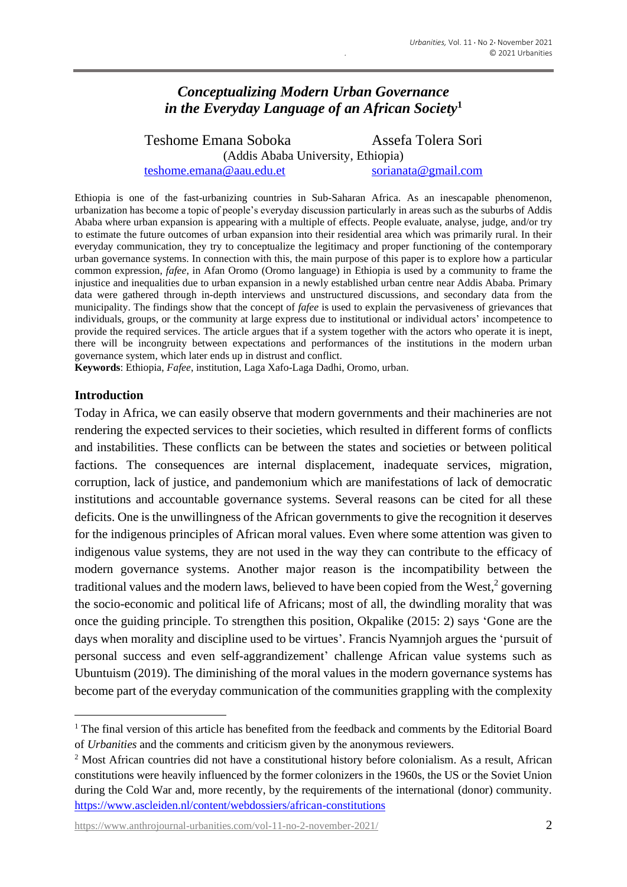# *Conceptualizing Modern Urban Governance in the Everyday Language of an African Society*[1]

Teshome Emana Soboka  Assefa Tolera Sori
(Addis Ababa University, Ethiopia)
teshome.emana@aau.edu.et  sorianata@gmail.com

Ethiopia is one of the fast-urbanizing countries in Sub-Saharan Africa. As an inescapable phenomenon, urbanization has become a topic of people's everyday discussion particularly in areas such as the suburbs of Addis Ababa where urban expansion is appearing with a multiple of effects. People evaluate, analyse, judge, and/or try to estimate the future outcomes of urban expansion into their residential area which was primarily rural. In their everyday communication, they try to conceptualize the legitimacy and proper functioning of the contemporary urban governance systems. In connection with this, the main purpose of this paper is to explore how a particular common expression, *fafee*, in Afan Oromo (Oromo language) in Ethiopia is used by a community to frame the injustice and inequalities due to urban expansion in a newly established urban centre near Addis Ababa. Primary data were gathered through in-depth interviews and unstructured discussions, and secondary data from the municipality. The findings show that the concept of *fafee* is used to explain the pervasiveness of grievances that individuals, groups, or the community at large express due to institutional or individual actors' incompetence to provide the required services. The article argues that if a system together with the actors who operate it is inept, there will be incongruity between expectations and performances of the institutions in the modern urban governance system, which later ends up in distrust and conflict.

**Keywords**: Ethiopia, *Fafee*, institution, Laga Xafo-Laga Dadhi, Oromo, urban.

## Introduction

Today in Africa, we can easily observe that modern governments and their machineries are not rendering the expected services to their societies, which resulted in different forms of conflicts and instabilities. These conflicts can be between the states and societies or between political factions. The consequences are internal displacement, inadequate services, migration, corruption, lack of justice, and pandemonium which are manifestations of lack of democratic institutions and accountable governance systems. Several reasons can be cited for all these deficits. One is the unwillingness of the African governments to give the recognition it deserves for the indigenous principles of African moral values. Even where some attention was given to indigenous value systems, they are not used in the way they can contribute to the efficacy of modern governance systems. Another major reason is the incompatibility between the traditional values and the modern laws, believed to have been copied from the West,[2] governing the socio-economic and political life of Africans; most of all, the dwindling morality that was once the guiding principle. To strengthen this position, Okpalike (2015: 2) says 'Gone are the days when morality and discipline used to be virtues'. Francis Nyamnjoh argues the 'pursuit of personal success and even self-aggrandizement' challenge African value systems such as Ubuntuism (2019). The diminishing of the moral values in the modern governance systems has become part of the everyday communication of the communities grappling with the complexity

[1] The final version of this article has benefited from the feedback and comments by the Editorial Board of *Urbanities* and the comments and criticism given by the anonymous reviewers.

[2] Most African countries did not have a constitutional history before colonialism. As a result, African constitutions were heavily influenced by the former colonizers in the 1960s, the US or the Soviet Union during the Cold War and, more recently, by the requirements of the international (donor) community. https://www.ascleiden.nl/content/webdossiers/african-constitutions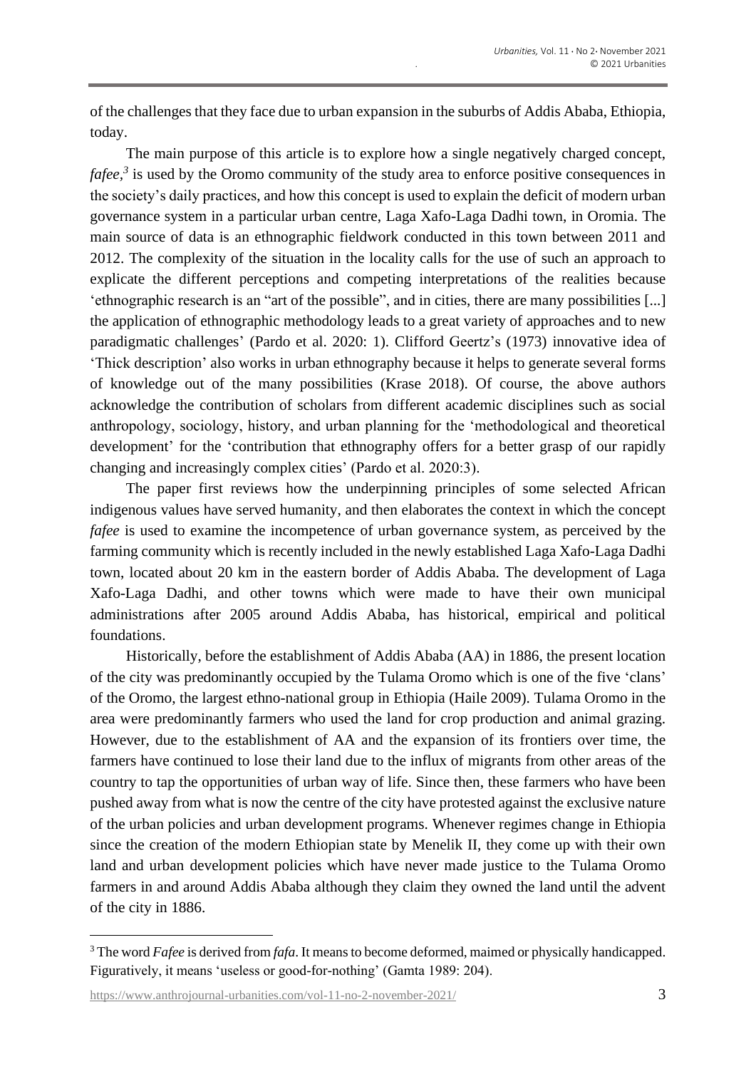of the challenges that they face due to urban expansion in the suburbs of Addis Ababa, Ethiopia, today.

The main purpose of this article is to explore how a single negatively charged concept, *fafee*,[3] is used by the Oromo community of the study area to enforce positive consequences in the society's daily practices, and how this concept is used to explain the deficit of modern urban governance system in a particular urban centre, Laga Xafo-Laga Dadhi town, in Oromia. The main source of data is an ethnographic fieldwork conducted in this town between 2011 and 2012. The complexity of the situation in the locality calls for the use of such an approach to explicate the different perceptions and competing interpretations of the realities because 'ethnographic research is an "art of the possible", and in cities, there are many possibilities [...] the application of ethnographic methodology leads to a great variety of approaches and to new paradigmatic challenges' (Pardo et al. 2020: 1). Clifford Geertz's (1973) innovative idea of 'Thick description' also works in urban ethnography because it helps to generate several forms of knowledge out of the many possibilities (Krase 2018). Of course, the above authors acknowledge the contribution of scholars from different academic disciplines such as social anthropology, sociology, history, and urban planning for the 'methodological and theoretical development' for the 'contribution that ethnography offers for a better grasp of our rapidly changing and increasingly complex cities' (Pardo et al. 2020:3).

The paper first reviews how the underpinning principles of some selected African indigenous values have served humanity, and then elaborates the context in which the concept *fafee* is used to examine the incompetence of urban governance system, as perceived by the farming community which is recently included in the newly established Laga Xafo-Laga Dadhi town, located about 20 km in the eastern border of Addis Ababa. The development of Laga Xafo-Laga Dadhi, and other towns which were made to have their own municipal administrations after 2005 around Addis Ababa, has historical, empirical and political foundations.

Historically, before the establishment of Addis Ababa (AA) in 1886, the present location of the city was predominantly occupied by the Tulama Oromo which is one of the five 'clans' of the Oromo, the largest ethno-national group in Ethiopia (Haile 2009). Tulama Oromo in the area were predominantly farmers who used the land for crop production and animal grazing. However, due to the establishment of AA and the expansion of its frontiers over time, the farmers have continued to lose their land due to the influx of migrants from other areas of the country to tap the opportunities of urban way of life. Since then, these farmers who have been pushed away from what is now the centre of the city have protested against the exclusive nature of the urban policies and urban development programs. Whenever regimes change in Ethiopia since the creation of the modern Ethiopian state by Menelik II, they come up with their own land and urban development policies which have never made justice to the Tulama Oromo farmers in and around Addis Ababa although they claim they owned the land until the advent of the city in 1886.

---

[3] The word *Fafee* is derived from *fafa*. It means to become deformed, maimed or physically handicapped. Figuratively, it means 'useless or good-for-nothing' (Gamta 1989: 204).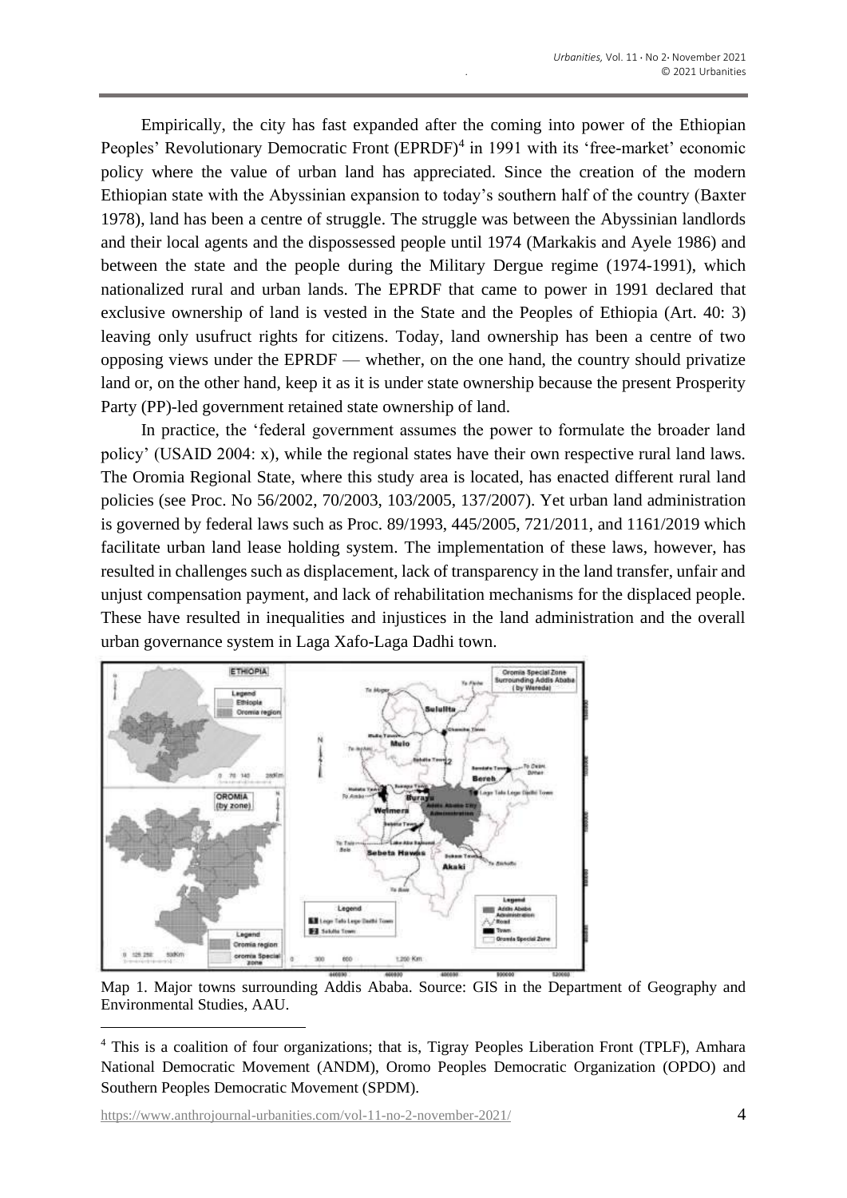Empirically, the city has fast expanded after the coming into power of the Ethiopian Peoples' Revolutionary Democratic Front (EPRDF)[4] in 1991 with its 'free-market' economic policy where the value of urban land has appreciated. Since the creation of the modern Ethiopian state with the Abyssinian expansion to today's southern half of the country (Baxter 1978), land has been a centre of struggle. The struggle was between the Abyssinian landlords and their local agents and the dispossessed people until 1974 (Markakis and Ayele 1986) and between the state and the people during the Military Dergue regime (1974-1991), which nationalized rural and urban lands. The EPRDF that came to power in 1991 declared that exclusive ownership of land is vested in the State and the Peoples of Ethiopia (Art. 40: 3) leaving only usufruct rights for citizens. Today, land ownership has been a centre of two opposing views under the EPRDF — whether, on the one hand, the country should privatize land or, on the other hand, keep it as it is under state ownership because the present Prosperity Party (PP)-led government retained state ownership of land.

In practice, the 'federal government assumes the power to formulate the broader land policy' (USAID 2004: x), while the regional states have their own respective rural land laws. The Oromia Regional State, where this study area is located, has enacted different rural land policies (see Proc. No 56/2002, 70/2003, 103/2005, 137/2007). Yet urban land administration is governed by federal laws such as Proc. 89/1993, 445/2005, 721/2011, and 1161/2019 which facilitate urban land lease holding system. The implementation of these laws, however, has resulted in challenges such as displacement, lack of transparency in the land transfer, unfair and unjust compensation payment, and lack of rehabilitation mechanisms for the displaced people. These have resulted in inequalities and injustices in the land administration and the overall urban governance system in Laga Xafo-Laga Dadhi town.

Map 1. Major towns surrounding Addis Ababa. Source: GIS in the Department of Geography and Environmental Studies, AAU.

[4] This is a coalition of four organizations; that is, Tigray Peoples Liberation Front (TPLF), Amhara National Democratic Movement (ANDM), Oromo Peoples Democratic Organization (OPDO) and Southern Peoples Democratic Movement (SPDM).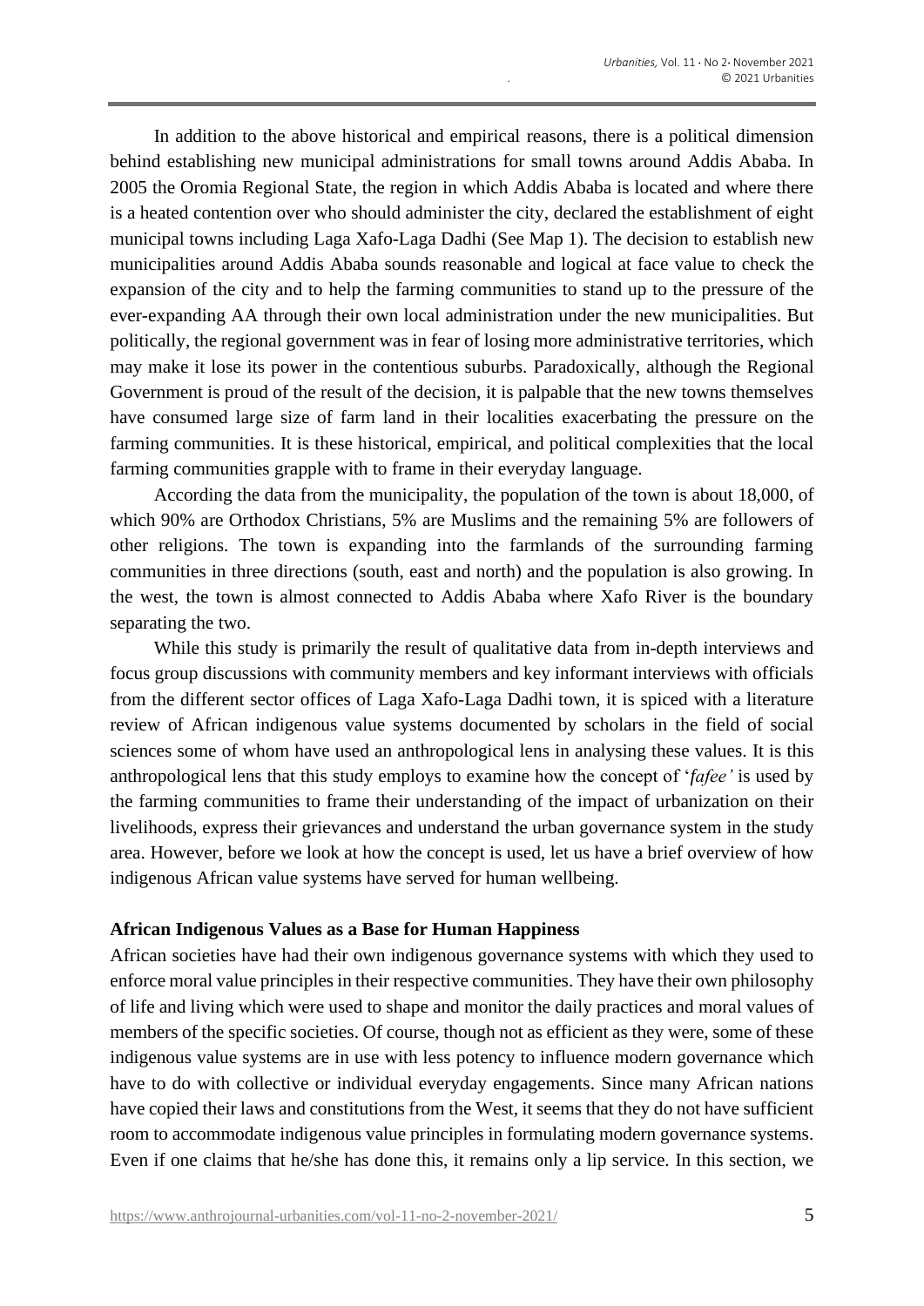In addition to the above historical and empirical reasons, there is a political dimension behind establishing new municipal administrations for small towns around Addis Ababa. In 2005 the Oromia Regional State, the region in which Addis Ababa is located and where there is a heated contention over who should administer the city, declared the establishment of eight municipal towns including Laga Xafo-Laga Dadhi (See Map 1). The decision to establish new municipalities around Addis Ababa sounds reasonable and logical at face value to check the expansion of the city and to help the farming communities to stand up to the pressure of the ever-expanding AA through their own local administration under the new municipalities. But politically, the regional government was in fear of losing more administrative territories, which may make it lose its power in the contentious suburbs. Paradoxically, although the Regional Government is proud of the result of the decision, it is palpable that the new towns themselves have consumed large size of farm land in their localities exacerbating the pressure on the farming communities. It is these historical, empirical, and political complexities that the local farming communities grapple with to frame in their everyday language.

According the data from the municipality, the population of the town is about 18,000, of which 90% are Orthodox Christians, 5% are Muslims and the remaining 5% are followers of other religions. The town is expanding into the farmlands of the surrounding farming communities in three directions (south, east and north) and the population is also growing. In the west, the town is almost connected to Addis Ababa where Xafo River is the boundary separating the two.

While this study is primarily the result of qualitative data from in-depth interviews and focus group discussions with community members and key informant interviews with officials from the different sector offices of Laga Xafo-Laga Dadhi town, it is spiced with a literature review of African indigenous value systems documented by scholars in the field of social sciences some of whom have used an anthropological lens in analysing these values. It is this anthropological lens that this study employs to examine how the concept of '*fafee'* is used by the farming communities to frame their understanding of the impact of urbanization on their livelihoods, express their grievances and understand the urban governance system in the study area. However, before we look at how the concept is used, let us have a brief overview of how indigenous African value systems have served for human wellbeing.

**African Indigenous Values as a Base for Human Happiness**

African societies have had their own indigenous governance systems with which they used to enforce moral value principles in their respective communities. They have their own philosophy of life and living which were used to shape and monitor the daily practices and moral values of members of the specific societies. Of course, though not as efficient as they were, some of these indigenous value systems are in use with less potency to influence modern governance which have to do with collective or individual everyday engagements. Since many African nations have copied their laws and constitutions from the West, it seems that they do not have sufficient room to accommodate indigenous value principles in formulating modern governance systems. Even if one claims that he/she has done this, it remains only a lip service. In this section, we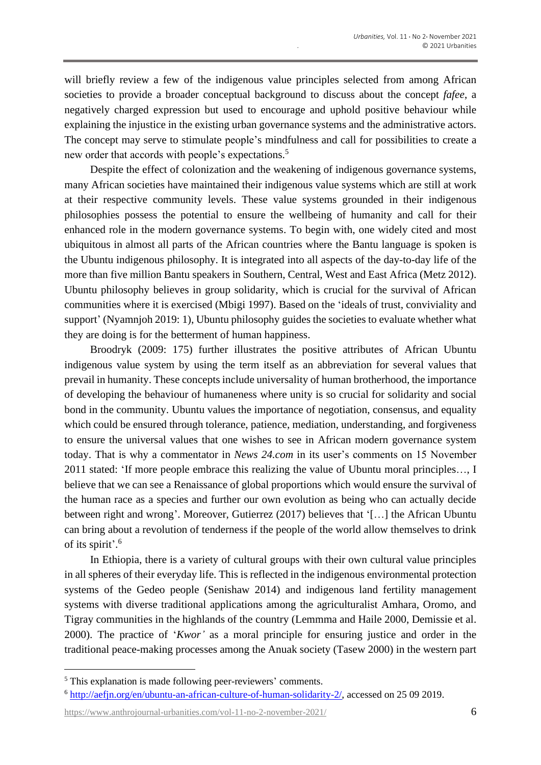will briefly review a few of the indigenous value principles selected from among African societies to provide a broader conceptual background to discuss about the concept *fafee*, a negatively charged expression but used to encourage and uphold positive behaviour while explaining the injustice in the existing urban governance systems and the administrative actors. The concept may serve to stimulate people's mindfulness and call for possibilities to create a new order that accords with people's expectations.[5]

Despite the effect of colonization and the weakening of indigenous governance systems, many African societies have maintained their indigenous value systems which are still at work at their respective community levels. These value systems grounded in their indigenous philosophies possess the potential to ensure the wellbeing of humanity and call for their enhanced role in the modern governance systems. To begin with, one widely cited and most ubiquitous in almost all parts of the African countries where the Bantu language is spoken is the Ubuntu indigenous philosophy. It is integrated into all aspects of the day-to-day life of the more than five million Bantu speakers in Southern, Central, West and East Africa (Metz 2012). Ubuntu philosophy believes in group solidarity, which is crucial for the survival of African communities where it is exercised (Mbigi 1997). Based on the 'ideals of trust, conviviality and support' (Nyamnjoh 2019: 1), Ubuntu philosophy guides the societies to evaluate whether what they are doing is for the betterment of human happiness.

Broodryk (2009: 175) further illustrates the positive attributes of African Ubuntu indigenous value system by using the term itself as an abbreviation for several values that prevail in humanity. These concepts include universality of human brotherhood, the importance of developing the behaviour of humaneness where unity is so crucial for solidarity and social bond in the community. Ubuntu values the importance of negotiation, consensus, and equality which could be ensured through tolerance, patience, mediation, understanding, and forgiveness to ensure the universal values that one wishes to see in African modern governance system today. That is why a commentator in *News 24.com* in its user's comments on 15 November 2011 stated: 'If more people embrace this realizing the value of Ubuntu moral principles…, I believe that we can see a Renaissance of global proportions which would ensure the survival of the human race as a species and further our own evolution as being who can actually decide between right and wrong'. Moreover, Gutierrez (2017) believes that '[…] the African Ubuntu can bring about a revolution of tenderness if the people of the world allow themselves to drink of its spirit'.[6]

In Ethiopia, there is a variety of cultural groups with their own cultural value principles in all spheres of their everyday life. This is reflected in the indigenous environmental protection systems of the Gedeo people (Senishaw 2014) and indigenous land fertility management systems with diverse traditional applications among the agriculturalist Amhara, Oromo, and Tigray communities in the highlands of the country (Lemmma and Haile 2000, Demissie et al. 2000). The practice of '*Kwor'* as a moral principle for ensuring justice and order in the traditional peace-making processes among the Anuak society (Tasew 2000) in the western part

---

[5] This explanation is made following peer-reviewers' comments.

[6] http://aefjn.org/en/ubuntu-an-african-culture-of-human-solidarity-2/, accessed on 25 09 2019.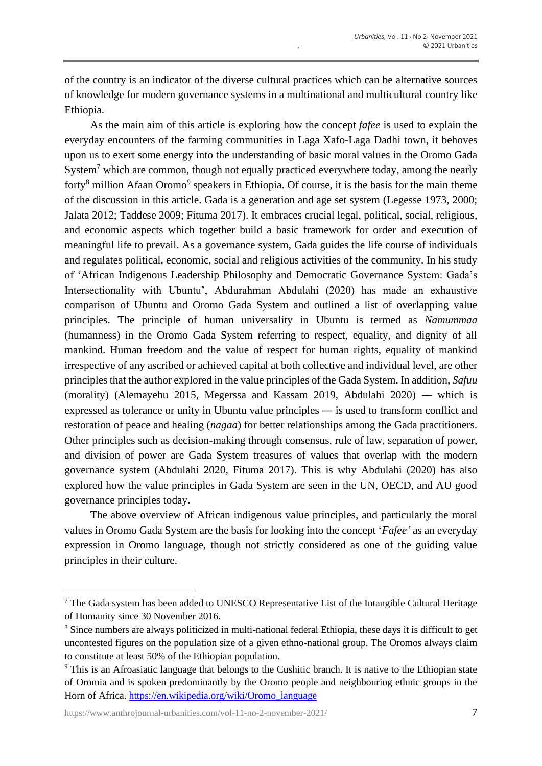of the country is an indicator of the diverse cultural practices which can be alternative sources of knowledge for modern governance systems in a multinational and multicultural country like Ethiopia.

As the main aim of this article is exploring how the concept *fafee* is used to explain the everyday encounters of the farming communities in Laga Xafo-Laga Dadhi town, it behoves upon us to exert some energy into the understanding of basic moral values in the Oromo Gada System[7] which are common, though not equally practiced everywhere today, among the nearly forty[8] million Afaan Oromo[9] speakers in Ethiopia. Of course, it is the basis for the main theme of the discussion in this article. Gada is a generation and age set system (Legesse 1973, 2000; Jalata 2012; Taddese 2009; Fituma 2017). It embraces crucial legal, political, social, religious, and economic aspects which together build a basic framework for order and execution of meaningful life to prevail. As a governance system, Gada guides the life course of individuals and regulates political, economic, social and religious activities of the community. In his study of 'African Indigenous Leadership Philosophy and Democratic Governance System: Gada's Intersectionality with Ubuntu', Abdurahman Abdulahi (2020) has made an exhaustive comparison of Ubuntu and Oromo Gada System and outlined a list of overlapping value principles. The principle of human universality in Ubuntu is termed as *Namummaa* (humanness) in the Oromo Gada System referring to respect, equality, and dignity of all mankind. Human freedom and the value of respect for human rights, equality of mankind irrespective of any ascribed or achieved capital at both collective and individual level, are other principles that the author explored in the value principles of the Gada System. In addition, *Safuu* (morality) (Alemayehu 2015, Megerssa and Kassam 2019, Abdulahi 2020) — which is expressed as tolerance or unity in Ubuntu value principles — is used to transform conflict and restoration of peace and healing (*nagaa*) for better relationships among the Gada practitioners. Other principles such as decision-making through consensus, rule of law, separation of power, and division of power are Gada System treasures of values that overlap with the modern governance system (Abdulahi 2020, Fituma 2017). This is why Abdulahi (2020) has also explored how the value principles in Gada System are seen in the UN, OECD, and AU good governance principles today.

The above overview of African indigenous value principles, and particularly the moral values in Oromo Gada System are the basis for looking into the concept '*Fafee'* as an everyday expression in Oromo language, though not strictly considered as one of the guiding value principles in their culture.

---

[7] The Gada system has been added to UNESCO Representative List of the Intangible Cultural Heritage of Humanity since 30 November 2016.

[8] Since numbers are always politicized in multi-national federal Ethiopia, these days it is difficult to get uncontested figures on the population size of a given ethno-national group. The Oromos always claim to constitute at least 50% of the Ethiopian population.

[9] This is an Afroasiatic language that belongs to the Cushitic branch. It is native to the Ethiopian state of Oromia and is spoken predominantly by the Oromo people and neighbouring ethnic groups in the Horn of Africa. https://en.wikipedia.org/wiki/Oromo_language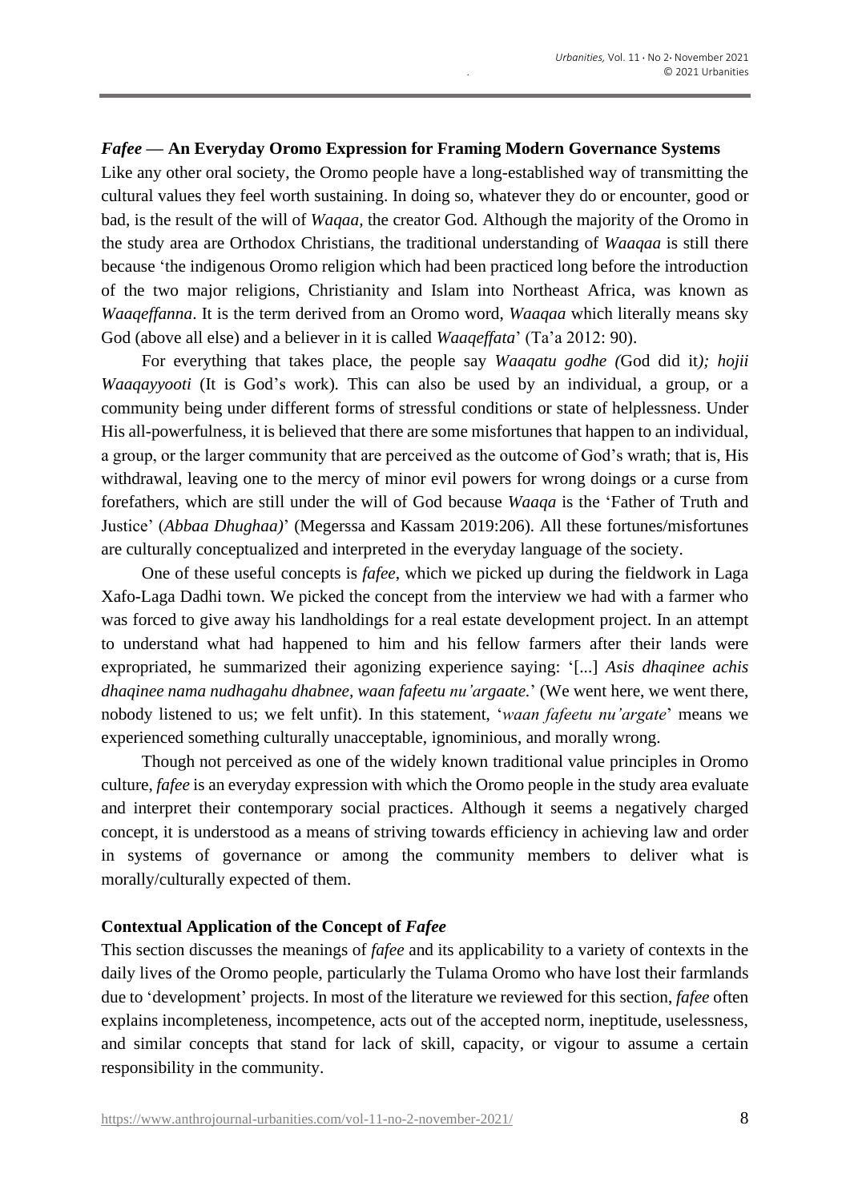### *Fafee* — An Everyday Oromo Expression for Framing Modern Governance Systems

Like any other oral society, the Oromo people have a long-established way of transmitting the cultural values they feel worth sustaining. In doing so, whatever they do or encounter, good or bad, is the result of the will of *Waqaa*, the creator God*.* Although the majority of the Oromo in the study area are Orthodox Christians, the traditional understanding of *Waaqaa* is still there because 'the indigenous Oromo religion which had been practiced long before the introduction of the two major religions, Christianity and Islam into Northeast Africa, was known as *Waaqeffanna*. It is the term derived from an Oromo word, *Waaqaa* which literally means sky God (above all else) and a believer in it is called *Waaqeffata*' (Ta'a 2012: 90).

For everything that takes place, the people say *Waaqatu godhe (*God did it*); hojii Waaqayyooti* (It is God's work). This can also be used by an individual, a group, or a community being under different forms of stressful conditions or state of helplessness. Under His all-powerfulness, it is believed that there are some misfortunes that happen to an individual, a group, or the larger community that are perceived as the outcome of God's wrath; that is, His withdrawal, leaving one to the mercy of minor evil powers for wrong doings or a curse from forefathers, which are still under the will of God because *Waaqa* is the 'Father of Truth and Justice' (*Abbaa Dhughaa)*' (Megerssa and Kassam 2019:206). All these fortunes/misfortunes are culturally conceptualized and interpreted in the everyday language of the society.

One of these useful concepts is *fafee*, which we picked up during the fieldwork in Laga Xafo-Laga Dadhi town. We picked the concept from the interview we had with a farmer who was forced to give away his landholdings for a real estate development project. In an attempt to understand what had happened to him and his fellow farmers after their lands were expropriated, he summarized their agonizing experience saying: '[...] *Asis dhaqinee achis dhaqinee nama nudhagahu dhabnee, waan fafeetu nu'argaate.*' (We went here, we went there, nobody listened to us; we felt unfit). In this statement, '*waan fafeetu nu'argate*' means we experienced something culturally unacceptable, ignominious, and morally wrong.

Though not perceived as one of the widely known traditional value principles in Oromo culture, *fafee* is an everyday expression with which the Oromo people in the study area evaluate and interpret their contemporary social practices. Although it seems a negatively charged concept, it is understood as a means of striving towards efficiency in achieving law and order in systems of governance or among the community members to deliver what is morally/culturally expected of them.

### Contextual Application of the Concept of *Fafee*

This section discusses the meanings of *fafee* and its applicability to a variety of contexts in the daily lives of the Oromo people, particularly the Tulama Oromo who have lost their farmlands due to 'development' projects. In most of the literature we reviewed for this section, *fafee* often explains incompleteness, incompetence, acts out of the accepted norm, ineptitude, uselessness, and similar concepts that stand for lack of skill, capacity, or vigour to assume a certain responsibility in the community.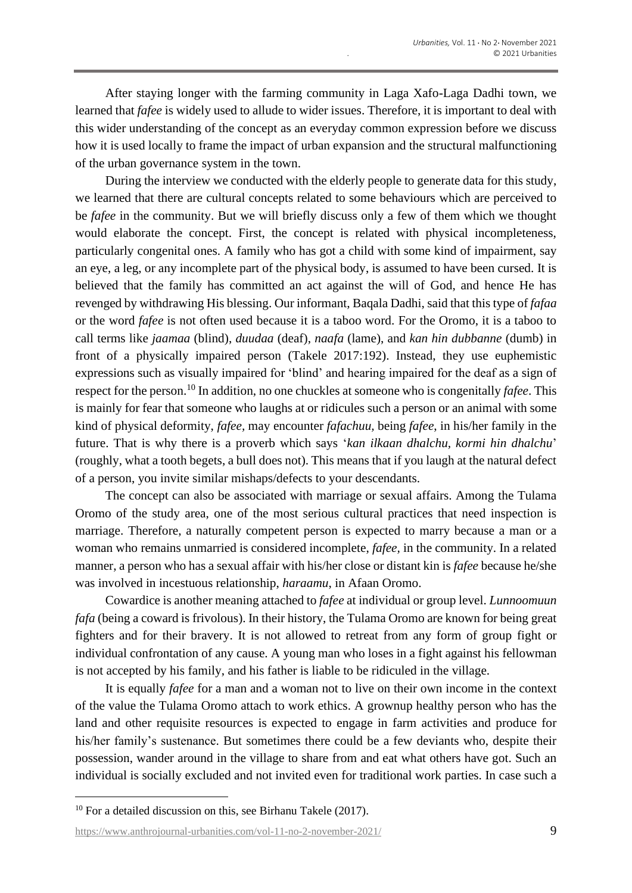After staying longer with the farming community in Laga Xafo-Laga Dadhi town, we learned that *fafee* is widely used to allude to wider issues. Therefore, it is important to deal with this wider understanding of the concept as an everyday common expression before we discuss how it is used locally to frame the impact of urban expansion and the structural malfunctioning of the urban governance system in the town.

During the interview we conducted with the elderly people to generate data for this study, we learned that there are cultural concepts related to some behaviours which are perceived to be *fafee* in the community. But we will briefly discuss only a few of them which we thought would elaborate the concept. First, the concept is related with physical incompleteness, particularly congenital ones. A family who has got a child with some kind of impairment, say an eye, a leg, or any incomplete part of the physical body, is assumed to have been cursed. It is believed that the family has committed an act against the will of God, and hence He has revenged by withdrawing His blessing. Our informant, Baqala Dadhi, said that this type of *fafaa* or the word *fafee* is not often used because it is a taboo word. For the Oromo, it is a taboo to call terms like *jaamaa* (blind), *duudaa* (deaf), *naafa* (lame), and *kan hin dubbanne* (dumb) in front of a physically impaired person (Takele 2017:192). Instead, they use euphemistic expressions such as visually impaired for 'blind' and hearing impaired for the deaf as a sign of respect for the person.[10] In addition, no one chuckles at someone who is congenitally *fafee*. This is mainly for fear that someone who laughs at or ridicules such a person or an animal with some kind of physical deformity, *fafee,* may encounter *fafachuu,* being *fafee*, in his/her family in the future. That is why there is a proverb which says '*kan ilkaan dhalchu, kormi hin dhalchu*' (roughly, what a tooth begets, a bull does not). This means that if you laugh at the natural defect of a person, you invite similar mishaps/defects to your descendants.

The concept can also be associated with marriage or sexual affairs. Among the Tulama Oromo of the study area, one of the most serious cultural practices that need inspection is marriage. Therefore, a naturally competent person is expected to marry because a man or a woman who remains unmarried is considered incomplete, *fafee,* in the community. In a related manner, a person who has a sexual affair with his/her close or distant kin is *fafee* because he/she was involved in incestuous relationship, *haraamu*, in Afaan Oromo.

Cowardice is another meaning attached to *fafee* at individual or group level. *Lunnoomuun fafa* (being a coward is frivolous). In their history, the Tulama Oromo are known for being great fighters and for their bravery. It is not allowed to retreat from any form of group fight or individual confrontation of any cause. A young man who loses in a fight against his fellowman is not accepted by his family, and his father is liable to be ridiculed in the village.

It is equally *fafee* for a man and a woman not to live on their own income in the context of the value the Tulama Oromo attach to work ethics. A grownup healthy person who has the land and other requisite resources is expected to engage in farm activities and produce for his/her family's sustenance. But sometimes there could be a few deviants who, despite their possession, wander around in the village to share from and eat what others have got. Such an individual is socially excluded and not invited even for traditional work parties. In case such a

[10] For a detailed discussion on this, see Birhanu Takele (2017).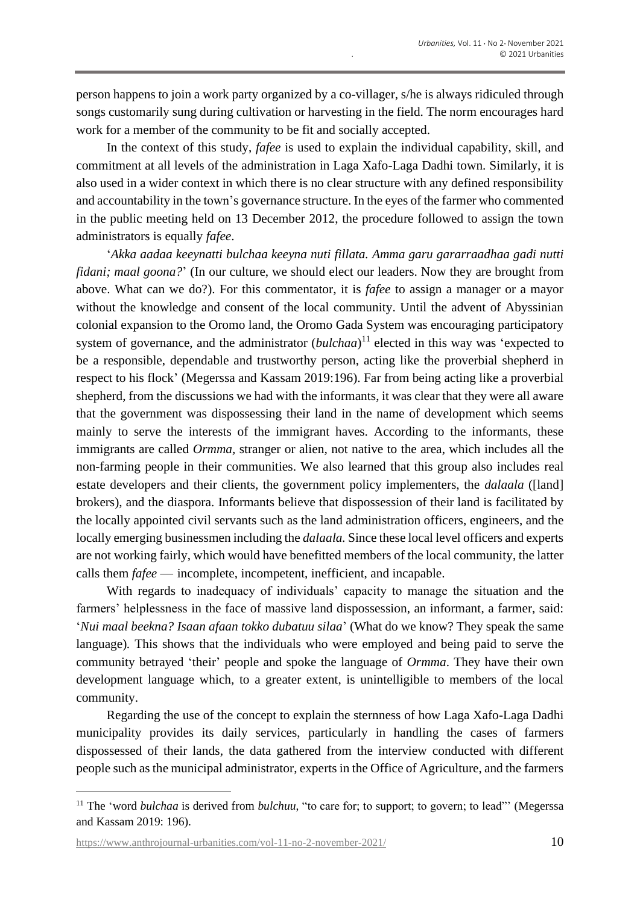person happens to join a work party organized by a co-villager, s/he is always ridiculed through songs customarily sung during cultivation or harvesting in the field. The norm encourages hard work for a member of the community to be fit and socially accepted.

In the context of this study, *fafee* is used to explain the individual capability, skill, and commitment at all levels of the administration in Laga Xafo-Laga Dadhi town. Similarly, it is also used in a wider context in which there is no clear structure with any defined responsibility and accountability in the town's governance structure. In the eyes of the farmer who commented in the public meeting held on 13 December 2012, the procedure followed to assign the town administrators is equally *fafee*.

'*Akka aadaa keeynatti bulchaa keeyna nuti fillata. Amma garu gararraadhaa gadi nutti fidani; maal goona?*' (In our culture, we should elect our leaders. Now they are brought from above. What can we do?). For this commentator, it is *fafee* to assign a manager or a mayor without the knowledge and consent of the local community. Until the advent of Abyssinian colonial expansion to the Oromo land, the Oromo Gada System was encouraging participatory system of governance, and the administrator (*bulchaa*)[11] elected in this way was 'expected to be a responsible, dependable and trustworthy person, acting like the proverbial shepherd in respect to his flock' (Megerssa and Kassam 2019:196). Far from being acting like a proverbial shepherd, from the discussions we had with the informants, it was clear that they were all aware that the government was dispossessing their land in the name of development which seems mainly to serve the interests of the immigrant haves. According to the informants, these immigrants are called *Ormma*, stranger or alien, not native to the area, which includes all the non-farming people in their communities. We also learned that this group also includes real estate developers and their clients, the government policy implementers, the *dalaala* ([land] brokers), and the diaspora. Informants believe that dispossession of their land is facilitated by the locally appointed civil servants such as the land administration officers, engineers, and the locally emerging businessmen including the *dalaala.* Since these local level officers and experts are not working fairly, which would have benefitted members of the local community, the latter calls them *fafee* — incomplete, incompetent, inefficient, and incapable.

With regards to inadequacy of individuals' capacity to manage the situation and the farmers' helplessness in the face of massive land dispossession, an informant, a farmer, said: '*Nui maal beekna? Isaan afaan tokko dubatuu silaa*' (What do we know? They speak the same language)*.* This shows that the individuals who were employed and being paid to serve the community betrayed 'their' people and spoke the language of *Ormma*. They have their own development language which, to a greater extent, is unintelligible to members of the local community.

Regarding the use of the concept to explain the sternness of how Laga Xafo-Laga Dadhi municipality provides its daily services, particularly in handling the cases of farmers dispossessed of their lands, the data gathered from the interview conducted with different people such as the municipal administrator, experts in the Office of Agriculture, and the farmers

---

[11] The 'word *bulchaa* is derived from *bulchuu*, "to care for; to support; to govern; to lead"' (Megerssa and Kassam 2019: 196).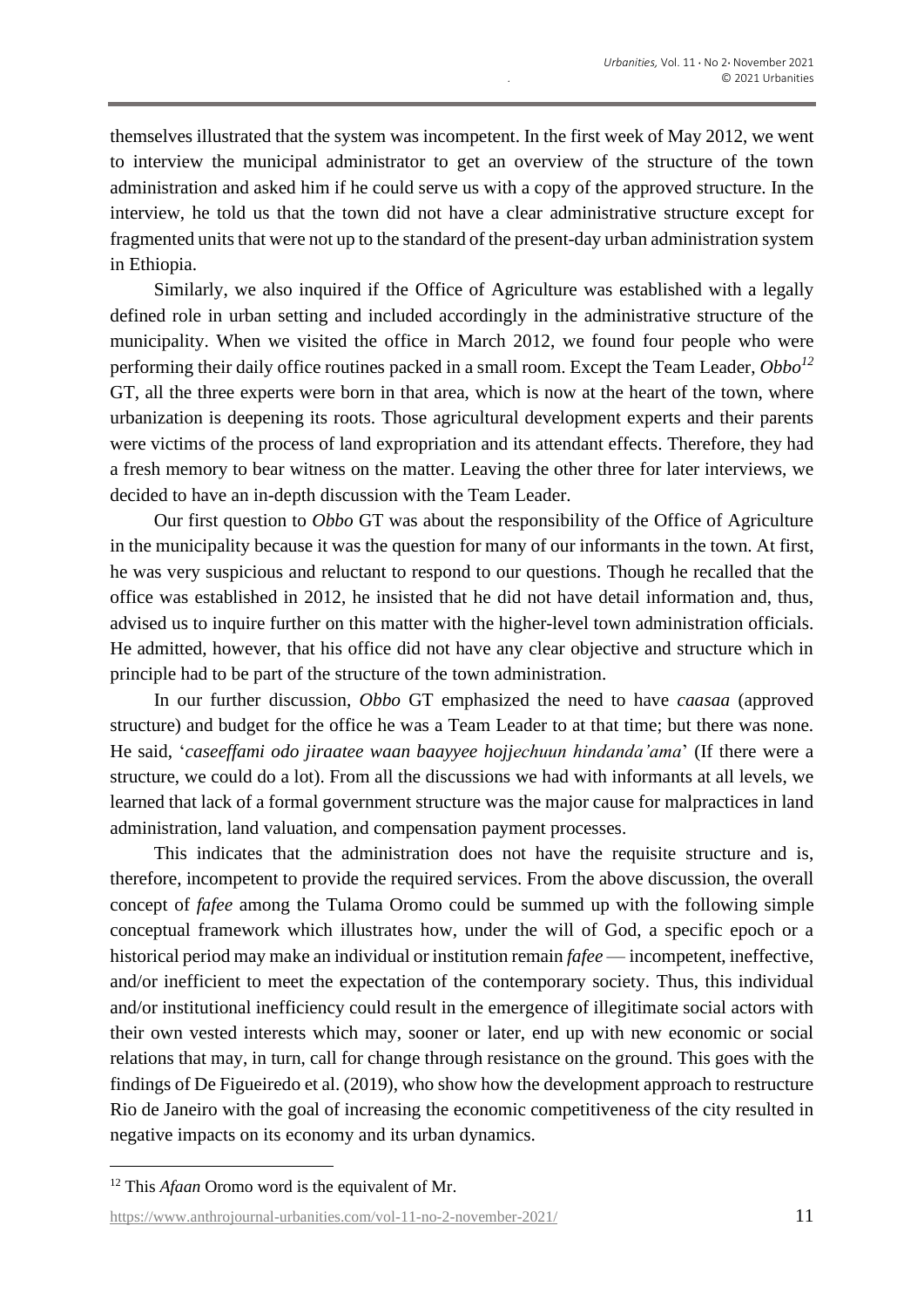themselves illustrated that the system was incompetent. In the first week of May 2012, we went to interview the municipal administrator to get an overview of the structure of the town administration and asked him if he could serve us with a copy of the approved structure. In the interview, he told us that the town did not have a clear administrative structure except for fragmented units that were not up to the standard of the present-day urban administration system in Ethiopia.

Similarly, we also inquired if the Office of Agriculture was established with a legally defined role in urban setting and included accordingly in the administrative structure of the municipality. When we visited the office in March 2012, we found four people who were performing their daily office routines packed in a small room. Except the Team Leader, *Obbo*[12] GT, all the three experts were born in that area, which is now at the heart of the town, where urbanization is deepening its roots. Those agricultural development experts and their parents were victims of the process of land expropriation and its attendant effects. Therefore, they had a fresh memory to bear witness on the matter. Leaving the other three for later interviews, we decided to have an in-depth discussion with the Team Leader.

Our first question to *Obbo* GT was about the responsibility of the Office of Agriculture in the municipality because it was the question for many of our informants in the town. At first, he was very suspicious and reluctant to respond to our questions. Though he recalled that the office was established in 2012, he insisted that he did not have detail information and, thus, advised us to inquire further on this matter with the higher-level town administration officials. He admitted, however, that his office did not have any clear objective and structure which in principle had to be part of the structure of the town administration.

In our further discussion, *Obbo* GT emphasized the need to have *caasaa* (approved structure) and budget for the office he was a Team Leader to at that time; but there was none. He said, '*caseeffami odo jiraatee waan baayyee hojjechuun hindanda'ama*' (If there were a structure, we could do a lot). From all the discussions we had with informants at all levels, we learned that lack of a formal government structure was the major cause for malpractices in land administration, land valuation, and compensation payment processes.

This indicates that the administration does not have the requisite structure and is, therefore, incompetent to provide the required services. From the above discussion, the overall concept of *fafee* among the Tulama Oromo could be summed up with the following simple conceptual framework which illustrates how, under the will of God, a specific epoch or a historical period may make an individual or institution remain *fafee* — incompetent, ineffective, and/or inefficient to meet the expectation of the contemporary society. Thus, this individual and/or institutional inefficiency could result in the emergence of illegitimate social actors with their own vested interests which may, sooner or later, end up with new economic or social relations that may, in turn, call for change through resistance on the ground. This goes with the findings of De Figueiredo et al. (2019), who show how the development approach to restructure Rio de Janeiro with the goal of increasing the economic competitiveness of the city resulted in negative impacts on its economy and its urban dynamics.

---

[12] This *Afaan* Oromo word is the equivalent of Mr.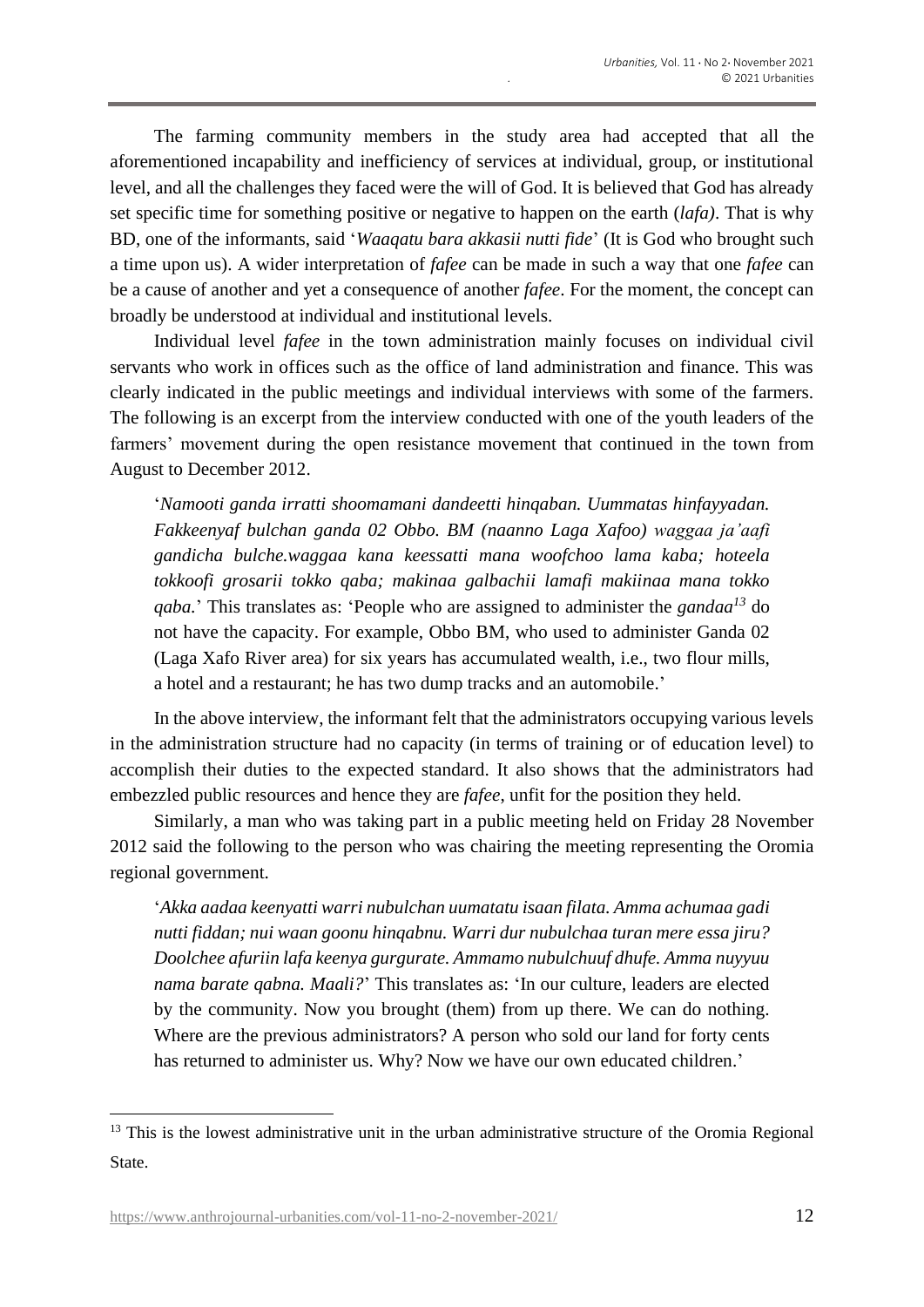The farming community members in the study area had accepted that all the aforementioned incapability and inefficiency of services at individual, group, or institutional level, and all the challenges they faced were the will of God. It is believed that God has already set specific time for something positive or negative to happen on the earth (*lafa)*. That is why BD, one of the informants, said '*Waaqatu bara akkasii nutti fide*' (It is God who brought such a time upon us). A wider interpretation of *fafee* can be made in such a way that one *fafee* can be a cause of another and yet a consequence of another *fafee*. For the moment, the concept can broadly be understood at individual and institutional levels.

Individual level *fafee* in the town administration mainly focuses on individual civil servants who work in offices such as the office of land administration and finance. This was clearly indicated in the public meetings and individual interviews with some of the farmers. The following is an excerpt from the interview conducted with one of the youth leaders of the farmers' movement during the open resistance movement that continued in the town from August to December 2012.

> '*Namooti ganda irratti shoomamani dandeetti hinqaban. Uummatas hinfayyadan. Fakkeenyaf bulchan ganda 02 Obbo. BM (naanno Laga Xafoo) waggaa ja'aafi gandicha bulche.waggaa kana keessatti mana woofchoo lama kaba; hoteela tokkoofi grosarii tokko qaba; makinaa galbachii lamafi makiinaa mana tokko qaba.*' This translates as: 'People who are assigned to administer the *gandaa*[13] do not have the capacity. For example, Obbo BM, who used to administer Ganda 02 (Laga Xafo River area) for six years has accumulated wealth, i.e., two flour mills, a hotel and a restaurant; he has two dump tracks and an automobile.'

In the above interview, the informant felt that the administrators occupying various levels in the administration structure had no capacity (in terms of training or of education level) to accomplish their duties to the expected standard. It also shows that the administrators had embezzled public resources and hence they are *fafee*, unfit for the position they held.

Similarly, a man who was taking part in a public meeting held on Friday 28 November 2012 said the following to the person who was chairing the meeting representing the Oromia regional government.

> '*Akka aadaa keenyatti warri nubulchan uumatatu isaan filata. Amma achumaa gadi nutti fiddan; nui waan goonu hinqabnu. Warri dur nubulchaa turan mere essa jiru? Doolchee afuriin lafa keenya gurgurate. Ammamo nubulchuuf dhufe. Amma nuyyuu nama barate qabna. Maali?*' This translates as: 'In our culture, leaders are elected by the community. Now you brought (them) from up there. We can do nothing. Where are the previous administrators? A person who sold our land for forty cents has returned to administer us. Why? Now we have our own educated children.'

---

[13] This is the lowest administrative unit in the urban administrative structure of the Oromia Regional State.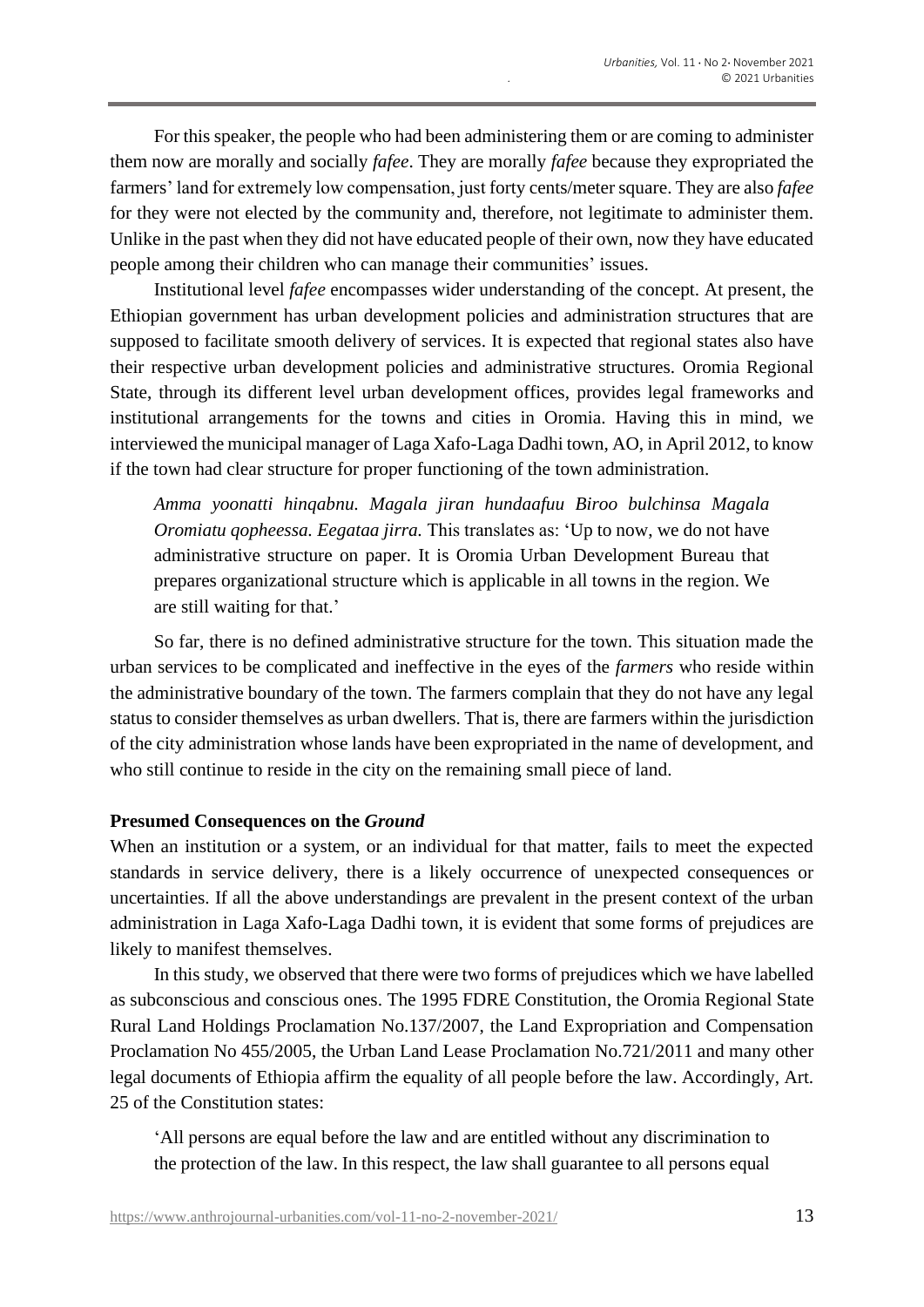For this speaker, the people who had been administering them or are coming to administer them now are morally and socially *fafee*. They are morally *fafee* because they expropriated the farmers' land for extremely low compensation, just forty cents/meter square. They are also *fafee* for they were not elected by the community and, therefore, not legitimate to administer them. Unlike in the past when they did not have educated people of their own, now they have educated people among their children who can manage their communities' issues.

Institutional level *fafee* encompasses wider understanding of the concept. At present, the Ethiopian government has urban development policies and administration structures that are supposed to facilitate smooth delivery of services. It is expected that regional states also have their respective urban development policies and administrative structures. Oromia Regional State, through its different level urban development offices, provides legal frameworks and institutional arrangements for the towns and cities in Oromia. Having this in mind, we interviewed the municipal manager of Laga Xafo-Laga Dadhi town, AO, in April 2012, to know if the town had clear structure for proper functioning of the town administration.

> *Amma yoonatti hinqabnu. Magala jiran hundaafuu Biroo bulchinsa Magala Oromiatu qopheessa. Eegataa jirra.* This translates as: 'Up to now, we do not have administrative structure on paper. It is Oromia Urban Development Bureau that prepares organizational structure which is applicable in all towns in the region. We are still waiting for that.'

So far, there is no defined administrative structure for the town. This situation made the urban services to be complicated and ineffective in the eyes of the *farmers* who reside within the administrative boundary of the town. The farmers complain that they do not have any legal status to consider themselves as urban dwellers. That is, there are farmers within the jurisdiction of the city administration whose lands have been expropriated in the name of development, and who still continue to reside in the city on the remaining small piece of land.

**Presumed Consequences on the *Ground***

When an institution or a system, or an individual for that matter, fails to meet the expected standards in service delivery, there is a likely occurrence of unexpected consequences or uncertainties. If all the above understandings are prevalent in the present context of the urban administration in Laga Xafo-Laga Dadhi town, it is evident that some forms of prejudices are likely to manifest themselves.

In this study, we observed that there were two forms of prejudices which we have labelled as subconscious and conscious ones. The 1995 FDRE Constitution, the Oromia Regional State Rural Land Holdings Proclamation No.137/2007, the Land Expropriation and Compensation Proclamation No 455/2005, the Urban Land Lease Proclamation No.721/2011 and many other legal documents of Ethiopia affirm the equality of all people before the law. Accordingly, Art. 25 of the Constitution states:

> 'All persons are equal before the law and are entitled without any discrimination to the protection of the law. In this respect, the law shall guarantee to all persons equal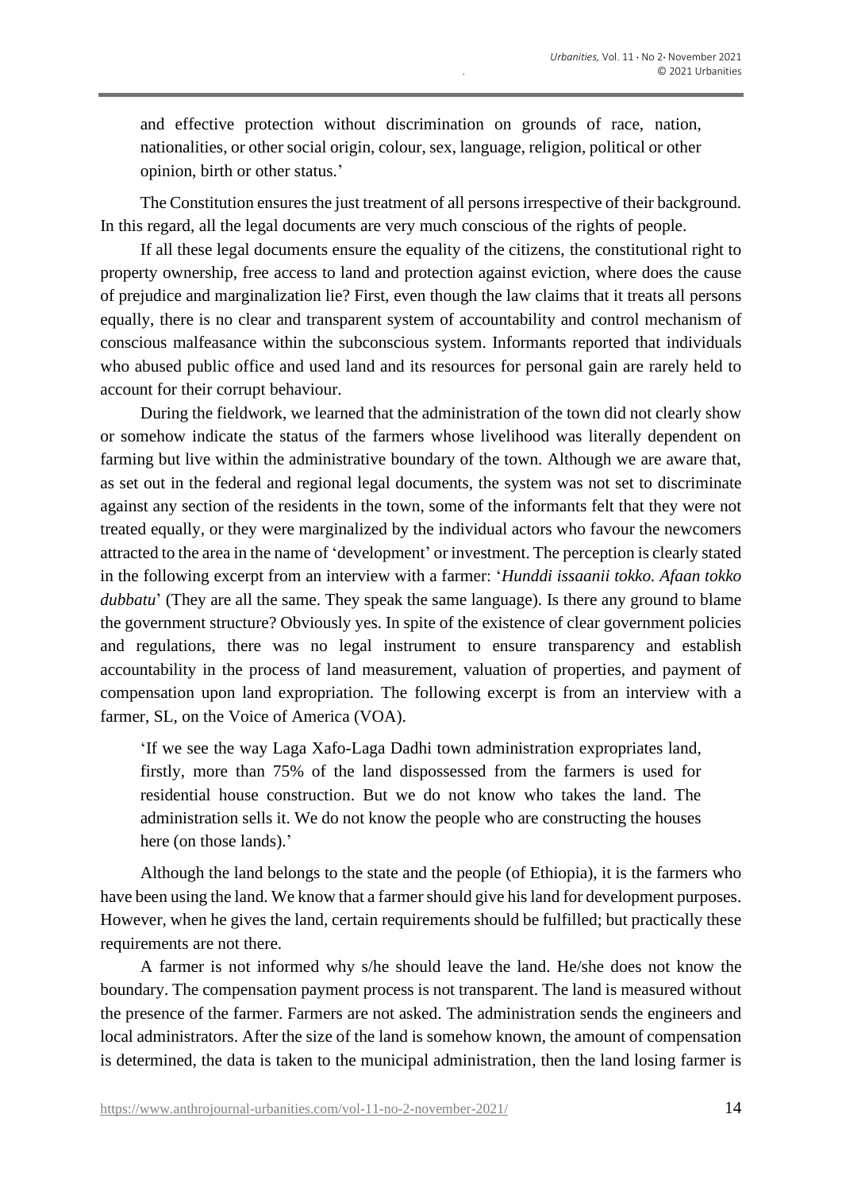and effective protection without discrimination on grounds of race, nation, nationalities, or other social origin, colour, sex, language, religion, political or other opinion, birth or other status.'

The Constitution ensures the just treatment of all persons irrespective of their background. In this regard, all the legal documents are very much conscious of the rights of people.

If all these legal documents ensure the equality of the citizens, the constitutional right to property ownership, free access to land and protection against eviction, where does the cause of prejudice and marginalization lie? First, even though the law claims that it treats all persons equally, there is no clear and transparent system of accountability and control mechanism of conscious malfeasance within the subconscious system. Informants reported that individuals who abused public office and used land and its resources for personal gain are rarely held to account for their corrupt behaviour.

During the fieldwork, we learned that the administration of the town did not clearly show or somehow indicate the status of the farmers whose livelihood was literally dependent on farming but live within the administrative boundary of the town. Although we are aware that, as set out in the federal and regional legal documents, the system was not set to discriminate against any section of the residents in the town, some of the informants felt that they were not treated equally, or they were marginalized by the individual actors who favour the newcomers attracted to the area in the name of 'development' or investment. The perception is clearly stated in the following excerpt from an interview with a farmer: '*Hunddi issaanii tokko. Afaan tokko dubbatu*' (They are all the same. They speak the same language). Is there any ground to blame the government structure? Obviously yes. In spite of the existence of clear government policies and regulations, there was no legal instrument to ensure transparency and establish accountability in the process of land measurement, valuation of properties, and payment of compensation upon land expropriation. The following excerpt is from an interview with a farmer, SL, on the Voice of America (VOA).

> 'If we see the way Laga Xafo-Laga Dadhi town administration expropriates land, firstly, more than 75% of the land dispossessed from the farmers is used for residential house construction. But we do not know who takes the land. The administration sells it. We do not know the people who are constructing the houses here (on those lands).'

Although the land belongs to the state and the people (of Ethiopia), it is the farmers who have been using the land. We know that a farmer should give his land for development purposes. However, when he gives the land, certain requirements should be fulfilled; but practically these requirements are not there.

A farmer is not informed why s/he should leave the land. He/she does not know the boundary. The compensation payment process is not transparent. The land is measured without the presence of the farmer. Farmers are not asked. The administration sends the engineers and local administrators. After the size of the land is somehow known, the amount of compensation is determined, the data is taken to the municipal administration, then the land losing farmer is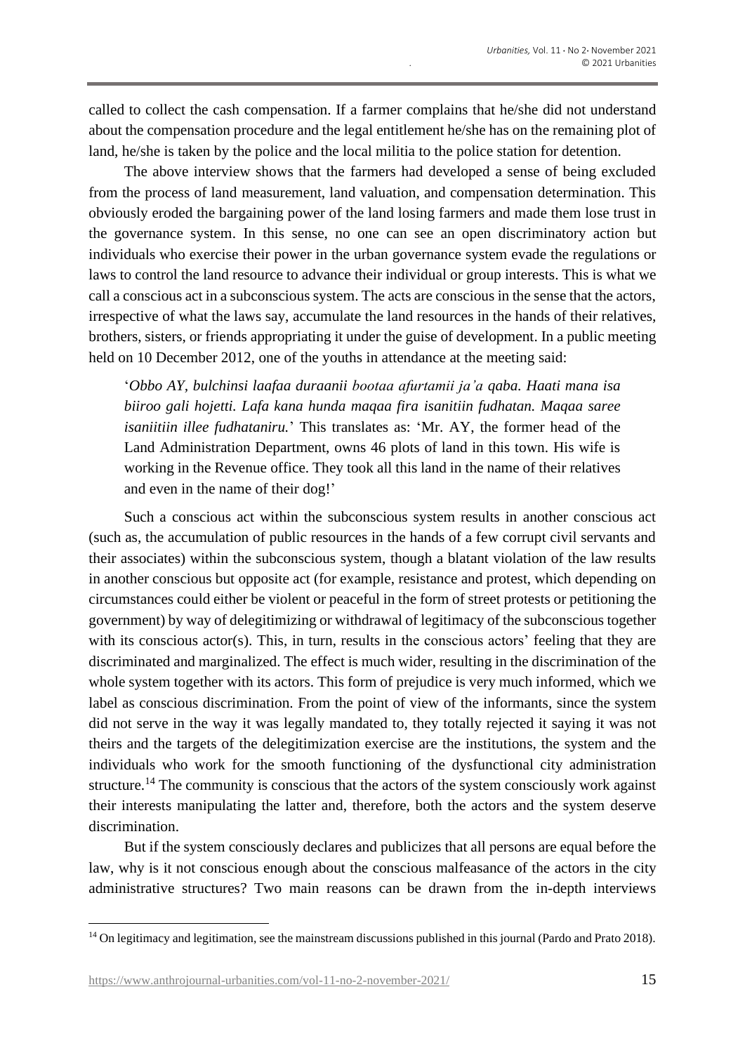called to collect the cash compensation. If a farmer complains that he/she did not understand about the compensation procedure and the legal entitlement he/she has on the remaining plot of land, he/she is taken by the police and the local militia to the police station for detention.

The above interview shows that the farmers had developed a sense of being excluded from the process of land measurement, land valuation, and compensation determination. This obviously eroded the bargaining power of the land losing farmers and made them lose trust in the governance system. In this sense, no one can see an open discriminatory action but individuals who exercise their power in the urban governance system evade the regulations or laws to control the land resource to advance their individual or group interests. This is what we call a conscious act in a subconscious system. The acts are conscious in the sense that the actors, irrespective of what the laws say, accumulate the land resources in the hands of their relatives, brothers, sisters, or friends appropriating it under the guise of development. In a public meeting held on 10 December 2012, one of the youths in attendance at the meeting said:

> '*Obbo AY, bulchinsi laafaa duraanii bootaa afurtamii ja'a qaba. Haati mana isa biiroo gali hojetti. Lafa kana hunda maqaa fira isanitiin fudhatan. Maqaa saree isaniitiin illee fudhataniru.*' This translates as: 'Mr. AY, the former head of the Land Administration Department, owns 46 plots of land in this town. His wife is working in the Revenue office. They took all this land in the name of their relatives and even in the name of their dog!'

Such a conscious act within the subconscious system results in another conscious act (such as, the accumulation of public resources in the hands of a few corrupt civil servants and their associates) within the subconscious system, though a blatant violation of the law results in another conscious but opposite act (for example, resistance and protest, which depending on circumstances could either be violent or peaceful in the form of street protests or petitioning the government) by way of delegitimizing or withdrawal of legitimacy of the subconscious together with its conscious actor(s). This, in turn, results in the conscious actors' feeling that they are discriminated and marginalized. The effect is much wider, resulting in the discrimination of the whole system together with its actors. This form of prejudice is very much informed, which we label as conscious discrimination. From the point of view of the informants, since the system did not serve in the way it was legally mandated to, they totally rejected it saying it was not theirs and the targets of the delegitimization exercise are the institutions, the system and the individuals who work for the smooth functioning of the dysfunctional city administration structure.[14] The community is conscious that the actors of the system consciously work against their interests manipulating the latter and, therefore, both the actors and the system deserve discrimination.

But if the system consciously declares and publicizes that all persons are equal before the law, why is it not conscious enough about the conscious malfeasance of the actors in the city administrative structures? Two main reasons can be drawn from the in-depth interviews

[14] On legitimacy and legitimation, see the mainstream discussions published in this journal (Pardo and Prato 2018).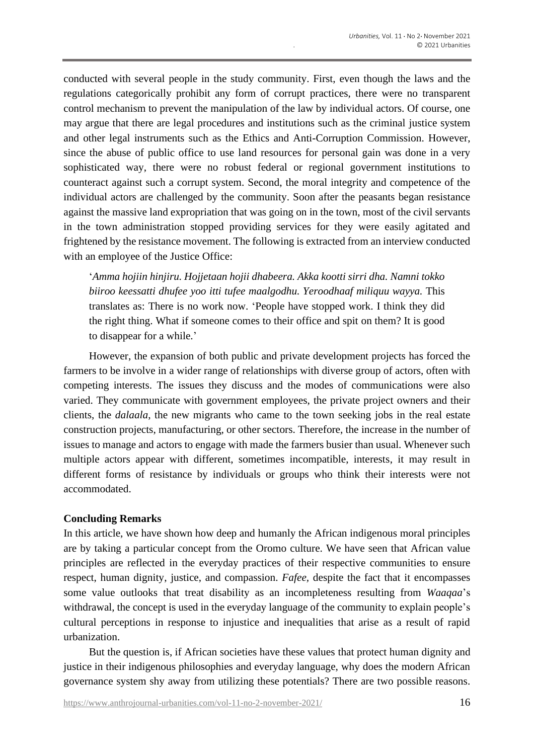conducted with several people in the study community. First, even though the laws and the regulations categorically prohibit any form of corrupt practices, there were no transparent control mechanism to prevent the manipulation of the law by individual actors. Of course, one may argue that there are legal procedures and institutions such as the criminal justice system and other legal instruments such as the Ethics and Anti-Corruption Commission. However, since the abuse of public office to use land resources for personal gain was done in a very sophisticated way, there were no robust federal or regional government institutions to counteract against such a corrupt system. Second, the moral integrity and competence of the individual actors are challenged by the community. Soon after the peasants began resistance against the massive land expropriation that was going on in the town, most of the civil servants in the town administration stopped providing services for they were easily agitated and frightened by the resistance movement. The following is extracted from an interview conducted with an employee of the Justice Office:

> '*Amma hojiin hinjiru. Hojjetaan hojii dhabeera. Akka kootti sirri dha. Namni tokko biiroo keessatti dhufee yoo itti tufee maalgodhu. Yeroodhaaf miliqu wayya.* This translates as: There is no work now. 'People have stopped work. I think they did the right thing. What if someone comes to their office and spit on them? It is good to disappear for a while.'

However, the expansion of both public and private development projects has forced the farmers to be involve in a wider range of relationships with diverse group of actors, often with competing interests. The issues they discuss and the modes of communications were also varied. They communicate with government employees, the private project owners and their clients, the *dalaala*, the new migrants who came to the town seeking jobs in the real estate construction projects, manufacturing, or other sectors. Therefore, the increase in the number of issues to manage and actors to engage with made the farmers busier than usual. Whenever such multiple actors appear with different, sometimes incompatible, interests, it may result in different forms of resistance by individuals or groups who think their interests were not accommodated.

## Concluding Remarks

In this article, we have shown how deep and humanly the African indigenous moral principles are by taking a particular concept from the Oromo culture. We have seen that African value principles are reflected in the everyday practices of their respective communities to ensure respect, human dignity, justice, and compassion. *Fafee,* despite the fact that it encompasses some value outlooks that treat disability as an incompleteness resulting from *Waaqaa*'s withdrawal, the concept is used in the everyday language of the community to explain people's cultural perceptions in response to injustice and inequalities that arise as a result of rapid urbanization.

But the question is, if African societies have these values that protect human dignity and justice in their indigenous philosophies and everyday language, why does the modern African governance system shy away from utilizing these potentials? There are two possible reasons.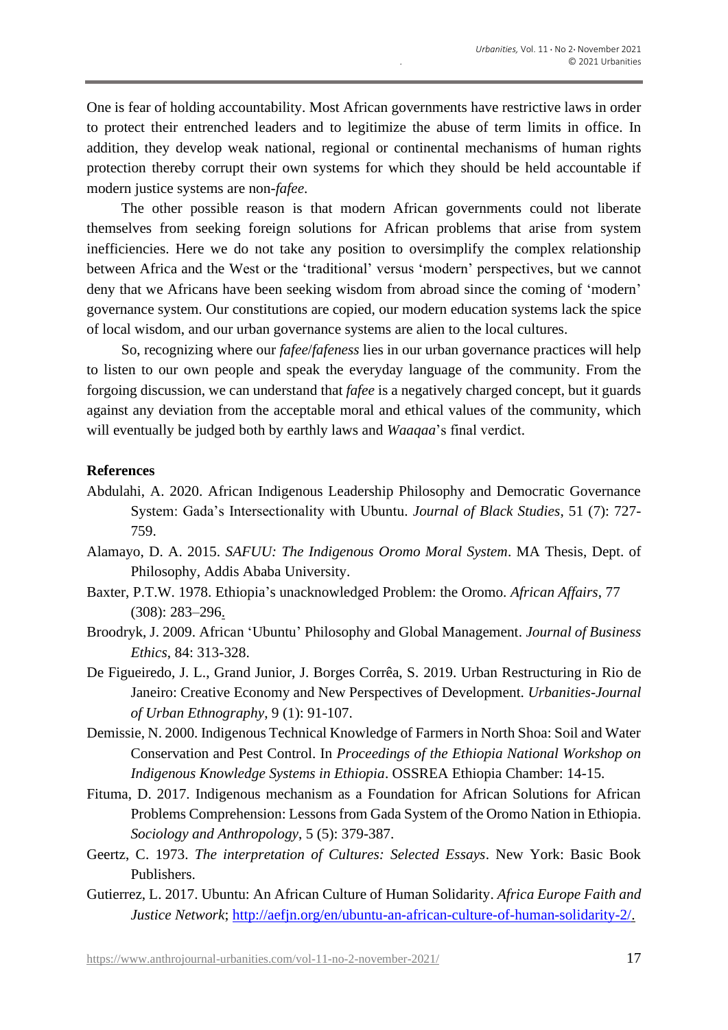One is fear of holding accountability. Most African governments have restrictive laws in order to protect their entrenched leaders and to legitimize the abuse of term limits in office. In addition, they develop weak national, regional or continental mechanisms of human rights protection thereby corrupt their own systems for which they should be held accountable if modern justice systems are non-*fafee*.

The other possible reason is that modern African governments could not liberate themselves from seeking foreign solutions for African problems that arise from system inefficiencies. Here we do not take any position to oversimplify the complex relationship between Africa and the West or the 'traditional' versus 'modern' perspectives, but we cannot deny that we Africans have been seeking wisdom from abroad since the coming of 'modern' governance system. Our constitutions are copied, our modern education systems lack the spice of local wisdom, and our urban governance systems are alien to the local cultures.

So, recognizing where our *fafee*/*fafeness* lies in our urban governance practices will help to listen to our own people and speak the everyday language of the community. From the forgoing discussion, we can understand that *fafee* is a negatively charged concept, but it guards against any deviation from the acceptable moral and ethical values of the community, which will eventually be judged both by earthly laws and *Waaqaa*'s final verdict.

**References**

Abdulahi, A. 2020. African Indigenous Leadership Philosophy and Democratic Governance System: Gada's Intersectionality with Ubuntu. *Journal of Black Studies*, 51 (7): 727-759.

Alamayo, D. A. 2015. *SAFUU: The Indigenous Oromo Moral System*. MA Thesis, Dept. of Philosophy, Addis Ababa University.

Baxter, P.T.W. 1978. Ethiopia's unacknowledged Problem: the Oromo. *African Affairs*, 77 (308): 283–296.

Broodryk, J. 2009. African 'Ubuntu' Philosophy and Global Management. *Journal of Business Ethics*, 84: 313-328.

De Figueiredo, J. L., Grand Junior, J. Borges Corrêa, S. 2019. Urban Restructuring in Rio de Janeiro: Creative Economy and New Perspectives of Development. *Urbanities-Journal of Urban Ethnography*, 9 (1): 91-107.

Demissie, N. 2000. Indigenous Technical Knowledge of Farmers in North Shoa: Soil and Water Conservation and Pest Control. In *Proceedings of the Ethiopia National Workshop on Indigenous Knowledge Systems in Ethiopia*. OSSREA Ethiopia Chamber: 14-15.

Fituma, D. 2017. Indigenous mechanism as a Foundation for African Solutions for African Problems Comprehension: Lessons from Gada System of the Oromo Nation in Ethiopia. *Sociology and Anthropology*, 5 (5): 379-387.

Geertz, C. 1973. *The interpretation of Cultures: Selected Essays*. New York: Basic Book Publishers.

Gutierrez, L. 2017. Ubuntu: An African Culture of Human Solidarity. *Africa Europe Faith and Justice Network*; http://aefjn.org/en/ubuntu-an-african-culture-of-human-solidarity-2/.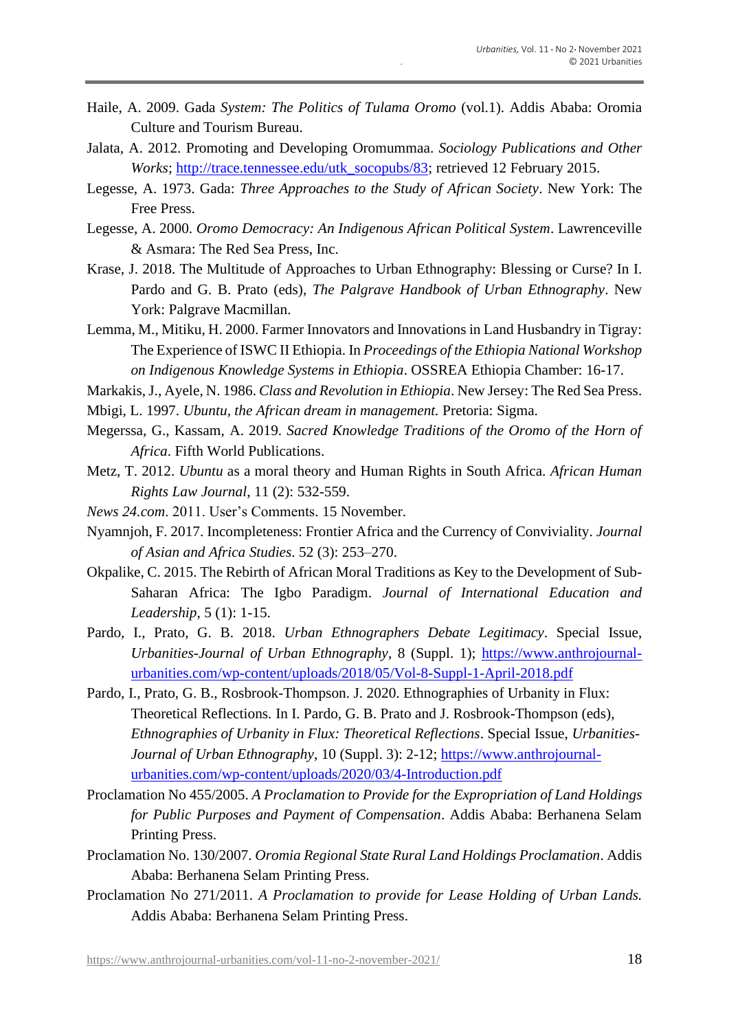Haile, A. 2009. Gada *System: The Politics of Tulama Oromo* (vol.1). Addis Ababa: Oromia Culture and Tourism Bureau.

Jalata, A. 2012. Promoting and Developing Oromummaa. *Sociology Publications and Other Works*; http://trace.tennessee.edu/utk_socopubs/83; retrieved 12 February 2015.

Legesse, A. 1973. Gada: *Three Approaches to the Study of African Society*. New York: The Free Press.

Legesse, A. 2000. *Oromo Democracy: An Indigenous African Political System*. Lawrenceville & Asmara: The Red Sea Press, Inc.

Krase, J. 2018. The Multitude of Approaches to Urban Ethnography: Blessing or Curse? In I. Pardo and G. B. Prato (eds), *The Palgrave Handbook of Urban Ethnography*. New York: Palgrave Macmillan.

Lemma, M., Mitiku, H. 2000. Farmer Innovators and Innovations in Land Husbandry in Tigray: The Experience of ISWC II Ethiopia. In *Proceedings of the Ethiopia National Workshop on Indigenous Knowledge Systems in Ethiopia*. OSSREA Ethiopia Chamber: 16-17.

Markakis, J., Ayele, N. 1986. *Class and Revolution in Ethiopia*. New Jersey: The Red Sea Press.

Mbigi, L. 1997. *Ubuntu, the African dream in management.* Pretoria: Sigma.

Megerssa, G., Kassam, A. 2019. *Sacred Knowledge Traditions of the Oromo of the Horn of Africa*. Fifth World Publications.

Metz, T. 2012. *Ubuntu* as a moral theory and Human Rights in South Africa. *African Human Rights Law Journal*, 11 (2): 532-559.

*News 24.com*. 2011. User's Comments. 15 November.

Nyamnjoh, F. 2017. Incompleteness: Frontier Africa and the Currency of Conviviality. *Journal of Asian and Africa Studies*. 52 (3): 253–270.

Okpalike, C. 2015. The Rebirth of African Moral Traditions as Key to the Development of Sub-Saharan Africa: The Igbo Paradigm. *Journal of International Education and Leadership*, 5 (1): 1-15.

Pardo, I., Prato, G. B. 2018. *Urban Ethnographers Debate Legitimacy*. Special Issue, *Urbanities-Journal of Urban Ethnography*, 8 (Suppl. 1); https://www.anthrojournal-urbanities.com/wp-content/uploads/2018/05/Vol-8-Suppl-1-April-2018.pdf

Pardo, I., Prato, G. B., Rosbrook-Thompson. J. 2020. Ethnographies of Urbanity in Flux: Theoretical Reflections. In I. Pardo, G. B. Prato and J. Rosbrook-Thompson (eds), *Ethnographies of Urbanity in Flux: Theoretical Reflections*. Special Issue, *Urbanities-Journal of Urban Ethnography*, 10 (Suppl. 3): 2-12; https://www.anthrojournal-urbanities.com/wp-content/uploads/2020/03/4-Introduction.pdf

Proclamation No 455/2005. *A Proclamation to Provide for the Expropriation of Land Holdings for Public Purposes and Payment of Compensation*. Addis Ababa: Berhanena Selam Printing Press.

Proclamation No. 130/2007. *Oromia Regional State Rural Land Holdings Proclamation*. Addis Ababa: Berhanena Selam Printing Press.

Proclamation No 271/2011. *A Proclamation to provide for Lease Holding of Urban Lands.* Addis Ababa: Berhanena Selam Printing Press.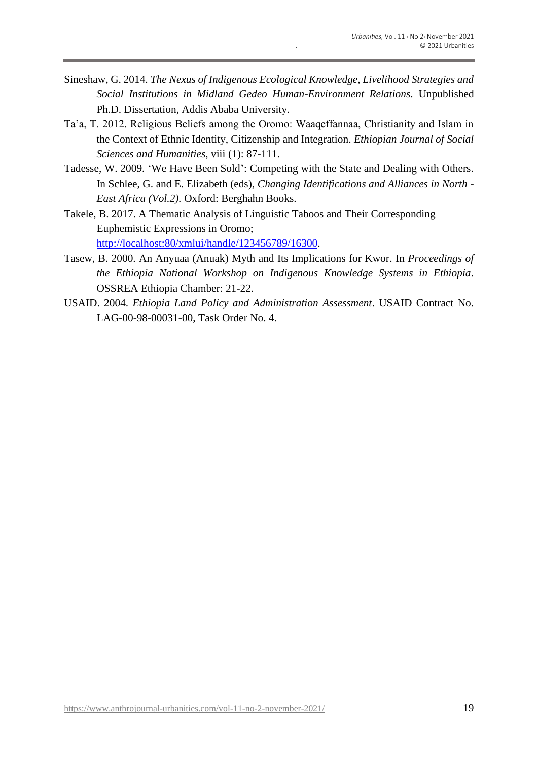Sineshaw, G. 2014. *The Nexus of Indigenous Ecological Knowledge, Livelihood Strategies and Social Institutions in Midland Gedeo Human-Environment Relations*. Unpublished Ph.D. Dissertation, Addis Ababa University.

Ta'a, T. 2012. Religious Beliefs among the Oromo: Waaqeffannaa, Christianity and Islam in the Context of Ethnic Identity, Citizenship and Integration. *Ethiopian Journal of Social Sciences and Humanities,* viii (1): 87-111.

Tadesse, W. 2009. 'We Have Been Sold': Competing with the State and Dealing with Others. In Schlee, G. and E. Elizabeth (eds), *Changing Identifications and Alliances in North - East Africa (Vol.2).* Oxford: Berghahn Books.

Takele, B. 2017. A Thematic Analysis of Linguistic Taboos and Their Corresponding Euphemistic Expressions in Oromo; http://localhost:80/xmlui/handle/123456789/16300.

Tasew, B. 2000. An Anyuaa (Anuak) Myth and Its Implications for Kwor. In *Proceedings of the Ethiopia National Workshop on Indigenous Knowledge Systems in Ethiopia*. OSSREA Ethiopia Chamber: 21-22.

USAID. 2004. *Ethiopia Land Policy and Administration Assessment*. USAID Contract No. LAG-00-98-00031-00, Task Order No. 4.